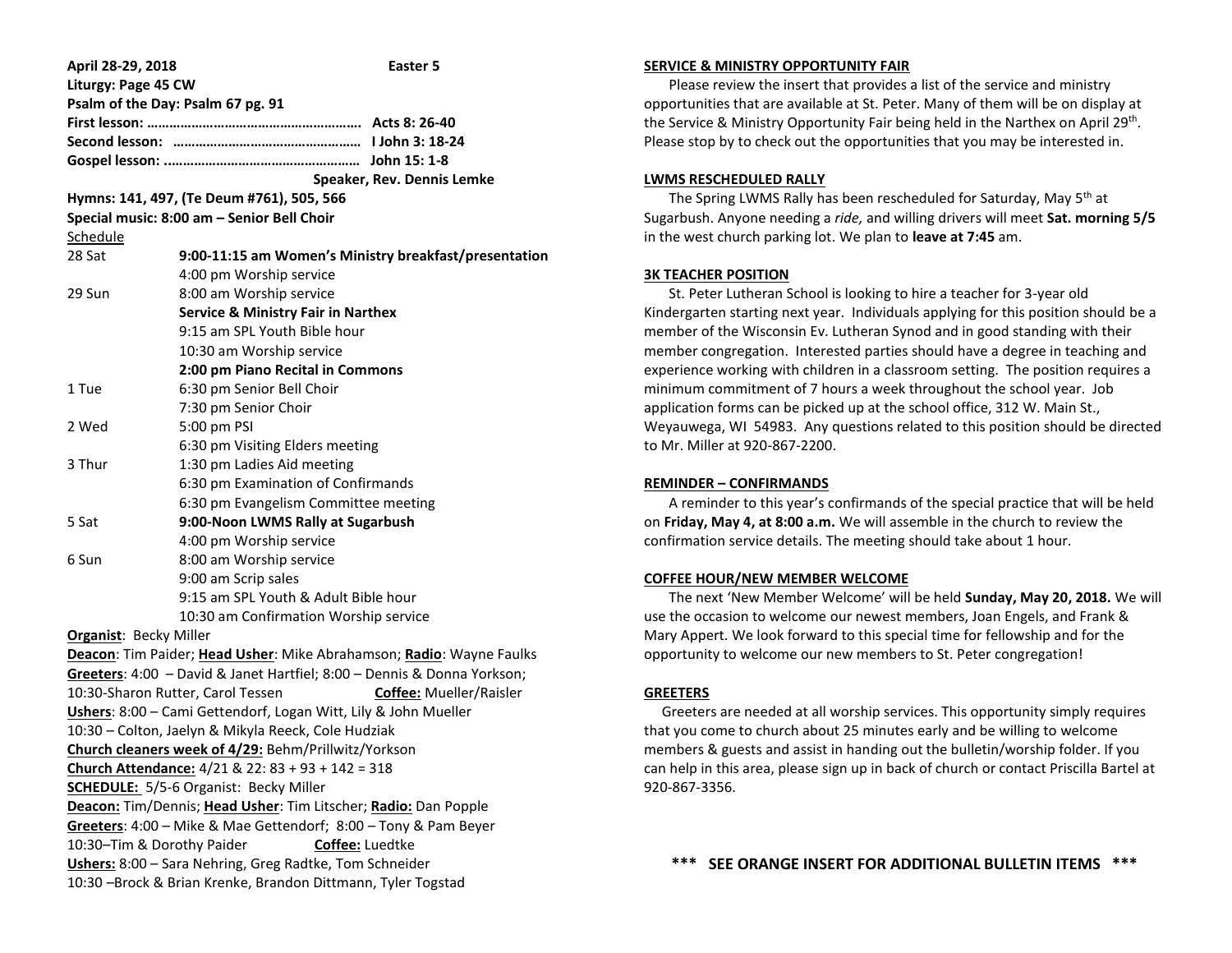**April 28-29, 2018** **Easter 5**

**Liturgy: Page 45 CW**

**Psalm of the Day: Psalm 67 pg. 91**

**First lesson: ………………………………………………… Acts 8: 26-40**

**Second lesson: …………………………………………… I John 3: 18-24**

**Gospel lesson: ..…………………………………………… John 15: 1-8**

**Speaker, Rev. Dennis Lemke**

**Hymns: 141, 497, (Te Deum #761), 505, 566**

**Special music: 8:00 am – Senior Bell Choir**

Schedule

| | |
|---|---|
| 28 Sat | **9:00-11:15 am Women's Ministry breakfast/presentation** |
| | 4:00 pm Worship service |
| 29 Sun | 8:00 am Worship service |
| | **Service & Ministry Fair in Narthex** |
| | 9:15 am SPL Youth Bible hour |
| | 10:30 am Worship service |
| | **2:00 pm Piano Recital in Commons** |
| 1 Tue | 6:30 pm Senior Bell Choir |
| | 7:30 pm Senior Choir |
| 2 Wed | 5:00 pm PSI |
| | 6:30 pm Visiting Elders meeting |
| 3 Thur | 1:30 pm Ladies Aid meeting |
| | 6:30 pm Examination of Confirmands |
| | 6:30 pm Evangelism Committee meeting |
| 5 Sat | **9:00-Noon LWMS Rally at Sugarbush** |
| | 4:00 pm Worship service |
| 6 Sun | 8:00 am Worship service |
| | 9:00 am Scrip sales |
| | 9:15 am SPL Youth & Adult Bible hour |
| | 10:30 am Confirmation Worship service |

**Organist**: Becky Miller

**Deacon**: Tim Paider; **Head Usher**: Mike Abrahamson; **Radio**: Wayne Faulks

**Greeters**: 4:00 – David & Janet Hartfiel; 8:00 – Dennis & Donna Yorkson; 10:30-Sharon Rutter, Carol Tessen **Coffee:** Mueller/Raisler

**Ushers**: 8:00 – Cami Gettendorf, Logan Witt, Lily & John Mueller
10:30 – Colton, Jaelyn & Mikyla Reeck, Cole Hudziak

**Church cleaners week of 4/29:** Behm/Prillwitz/Yorkson

**Church Attendance:** 4/21 & 22: 83 + 93 + 142 = 318

**SCHEDULE:** 5/5-6 Organist: Becky Miller

**Deacon:** Tim/Dennis; **Head Usher**: Tim Litscher; **Radio:** Dan Popple

**Greeters**: 4:00 – Mike & Mae Gettendorf; 8:00 – Tony & Pam Beyer
10:30–Tim & Dorothy Paider **Coffee:** Luedtke

**Ushers:** 8:00 – Sara Nehring, Greg Radtke, Tom Schneider
10:30 –Brock & Brian Krenke, Brandon Dittmann, Tyler Togstad

**SERVICE & MINISTRY OPPORTUNITY FAIR**

Please review the insert that provides a list of the service and ministry opportunities that are available at St. Peter. Many of them will be on display at the Service & Ministry Opportunity Fair being held in the Narthex on April 29th. Please stop by to check out the opportunities that you may be interested in.

**LWMS RESCHEDULED RALLY**

The Spring LWMS Rally has been rescheduled for Saturday, May 5th at Sugarbush. Anyone needing a *ride,* and willing drivers will meet **Sat. morning 5/5** in the west church parking lot. We plan to **leave at 7:45** am.

**3K TEACHER POSITION**

St. Peter Lutheran School is looking to hire a teacher for 3-year old Kindergarten starting next year. Individuals applying for this position should be a member of the Wisconsin Ev. Lutheran Synod and in good standing with their member congregation. Interested parties should have a degree in teaching and experience working with children in a classroom setting. The position requires a minimum commitment of 7 hours a week throughout the school year. Job application forms can be picked up at the school office, 312 W. Main St., Weyauwega, WI 54983. Any questions related to this position should be directed to Mr. Miller at 920-867-2200.

**REMINDER – CONFIRMANDS**

A reminder to this year's confirmands of the special practice that will be held on **Friday, May 4, at 8:00 a.m.** We will assemble in the church to review the confirmation service details. The meeting should take about 1 hour.

**COFFEE HOUR/NEW MEMBER WELCOME**

The next 'New Member Welcome' will be held **Sunday, May 20, 2018.** We will use the occasion to welcome our newest members, Joan Engels, and Frank & Mary Appert. We look forward to this special time for fellowship and for the opportunity to welcome our new members to St. Peter congregation!

**GREETERS**

Greeters are needed at all worship services. This opportunity simply requires that you come to church about 25 minutes early and be willing to welcome members & guests and assist in handing out the bulletin/worship folder. If you can help in this area, please sign up in back of church or contact Priscilla Bartel at 920-867-3356.

**\*\*\* SEE ORANGE INSERT FOR ADDITIONAL BULLETIN ITEMS \*\*\***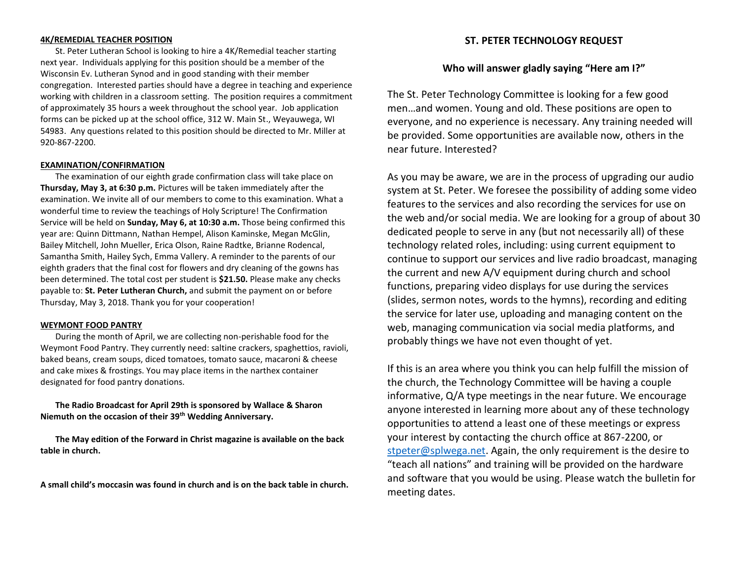**4K/REMEDIAL TEACHER POSITION**

St. Peter Lutheran School is looking to hire a 4K/Remedial teacher starting next year. Individuals applying for this position should be a member of the Wisconsin Ev. Lutheran Synod and in good standing with their member congregation. Interested parties should have a degree in teaching and experience working with children in a classroom setting. The position requires a commitment of approximately 35 hours a week throughout the school year. Job application forms can be picked up at the school office, 312 W. Main St., Weyauwega, WI 54983. Any questions related to this position should be directed to Mr. Miller at 920-867-2200.

**EXAMINATION/CONFIRMATION**

The examination of our eighth grade confirmation class will take place on **Thursday, May 3, at 6:30 p.m.** Pictures will be taken immediately after the examination. We invite all of our members to come to this examination. What a wonderful time to review the teachings of Holy Scripture! The Confirmation Service will be held on **Sunday, May 6, at 10:30 a.m.** Those being confirmed this year are: Quinn Dittmann, Nathan Hempel, Alison Kaminske, Megan McGlin, Bailey Mitchell, John Mueller, Erica Olson, Raine Radtke, Brianne Rodencal, Samantha Smith, Hailey Sych, Emma Vallery. A reminder to the parents of our eighth graders that the final cost for flowers and dry cleaning of the gowns has been determined. The total cost per student is **$21.50.** Please make any checks payable to: **St. Peter Lutheran Church,** and submit the payment on or before Thursday, May 3, 2018. Thank you for your cooperation!

**WEYMONT FOOD PANTRY**

During the month of April, we are collecting non-perishable food for the Weymont Food Pantry. They currently need: saltine crackers, spaghettios, ravioli, baked beans, cream soups, diced tomatoes, tomato sauce, macaroni & cheese and cake mixes & frostings. You may place items in the narthex container designated for food pantry donations.

**The Radio Broadcast for April 29th is sponsored by Wallace & Sharon Niemuth on the occasion of their 39th Wedding Anniversary.**

**The May edition of the Forward in Christ magazine is available on the back table in church.**

**A small child's moccasin was found in church and is on the back table in church.**

## ST. PETER TECHNOLOGY REQUEST

### Who will answer gladly saying "Here am I?"

The St. Peter Technology Committee is looking for a few good men…and women. Young and old. These positions are open to everyone, and no experience is necessary. Any training needed will be provided. Some opportunities are available now, others in the near future. Interested?

As you may be aware, we are in the process of upgrading our audio system at St. Peter. We foresee the possibility of adding some video features to the services and also recording the services for use on the web and/or social media. We are looking for a group of about 30 dedicated people to serve in any (but not necessarily all) of these technology related roles, including: using current equipment to continue to support our services and live radio broadcast, managing the current and new A/V equipment during church and school functions, preparing video displays for use during the services (slides, sermon notes, words to the hymns), recording and editing the service for later use, uploading and managing content on the web, managing communication via social media platforms, and probably things we have not even thought of yet.

If this is an area where you think you can help fulfill the mission of the church, the Technology Committee will be having a couple informative, Q/A type meetings in the near future. We encourage anyone interested in learning more about any of these technology opportunities to attend a least one of these meetings or express your interest by contacting the church office at 867-2200, or stpeter@splwega.net. Again, the only requirement is the desire to "teach all nations" and training will be provided on the hardware and software that you would be using. Please watch the bulletin for meeting dates.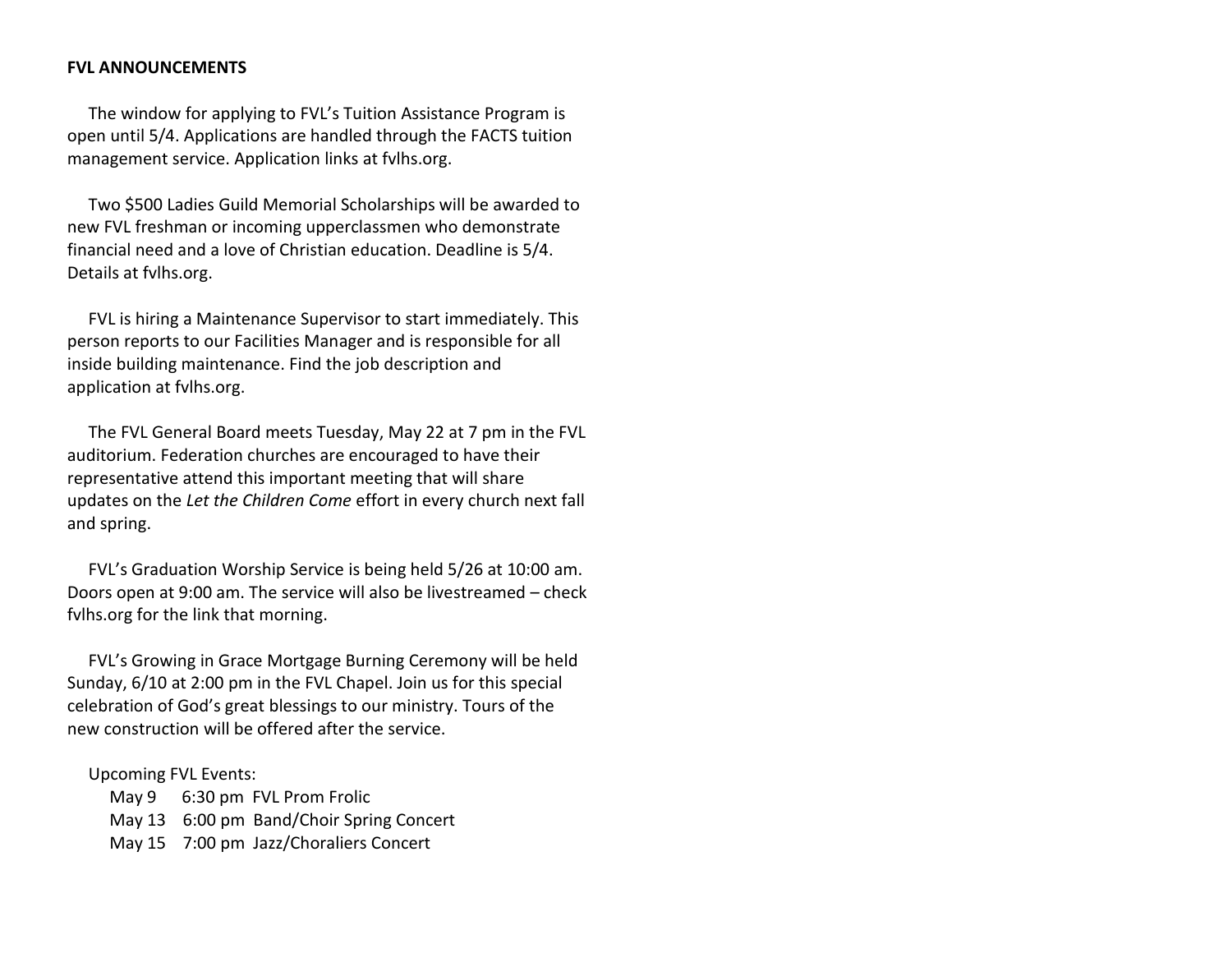**FVL ANNOUNCEMENTS**

The window for applying to FVL's Tuition Assistance Program is open until 5/4. Applications are handled through the FACTS tuition management service. Application links at fvlhs.org.

Two $500 Ladies Guild Memorial Scholarships will be awarded to new FVL freshman or incoming upperclassmen who demonstrate financial need and a love of Christian education. Deadline is 5/4. Details at fvlhs.org.

FVL is hiring a Maintenance Supervisor to start immediately. This person reports to our Facilities Manager and is responsible for all inside building maintenance. Find the job description and application at fvlhs.org.

The FVL General Board meets Tuesday, May 22 at 7 pm in the FVL auditorium. Federation churches are encouraged to have their representative attend this important meeting that will share updates on the *Let the Children Come* effort in every church next fall and spring.

FVL's Graduation Worship Service is being held 5/26 at 10:00 am. Doors open at 9:00 am. The service will also be livestreamed – check fvlhs.org for the link that morning.

FVL's Growing in Grace Mortgage Burning Ceremony will be held Sunday, 6/10 at 2:00 pm in the FVL Chapel. Join us for this special celebration of God's great blessings to our ministry. Tours of the new construction will be offered after the service.

Upcoming FVL Events:

- May 9 6:30 pm FVL Prom Frolic
- May 13 6:00 pm Band/Choir Spring Concert
- May 15 7:00 pm Jazz/Choraliers Concert